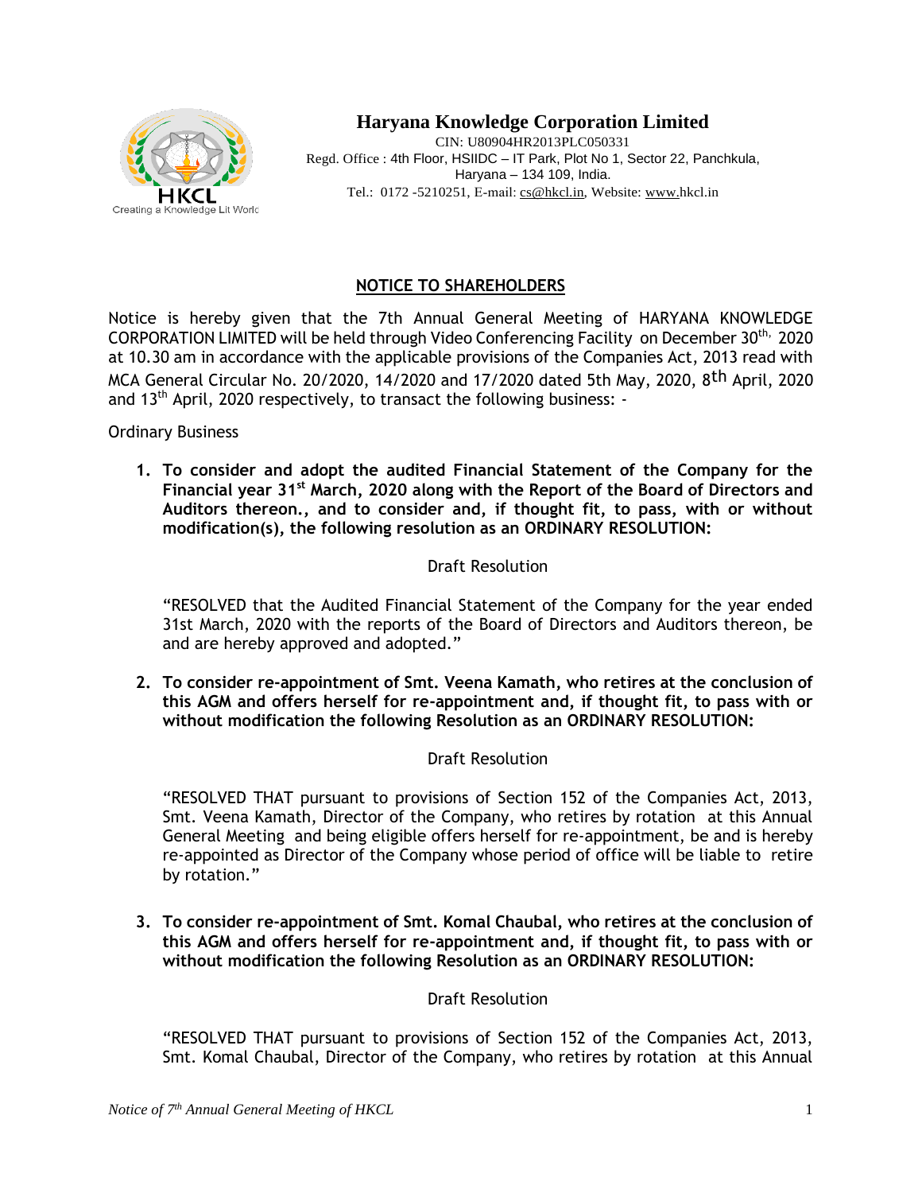# Haryana Knowledge Corporation Limited

CIN: U80904HR2013PLC050331
Regd. Office : 4th Floor, HSIIDC – IT Park, Plot No 1, Sector 22, Panchkula, Haryana – 134 109, India.
Tel.: 0172 -5210251, E-mail: cs@hkcl.in, Website: www.hkcl.in

## NOTICE TO SHAREHOLDERS

Notice is hereby given that the 7th Annual General Meeting of HARYANA KNOWLEDGE CORPORATION LIMITED will be held through Video Conferencing Facility on December 30th, 2020 at 10.30 am in accordance with the applicable provisions of the Companies Act, 2013 read with MCA General Circular No. 20/2020, 14/2020 and 17/2020 dated 5th May, 2020, 8th April, 2020 and 13th April, 2020 respectively, to transact the following business: -

Ordinary Business

1. **To consider and adopt the audited Financial Statement of the Company for the Financial year 31st March, 2020 along with the Report of the Board of Directors and Auditors thereon., and to consider and, if thought fit, to pass, with or without modification(s), the following resolution as an ORDINARY RESOLUTION:**

   Draft Resolution

   "RESOLVED that the Audited Financial Statement of the Company for the year ended 31st March, 2020 with the reports of the Board of Directors and Auditors thereon, be and are hereby approved and adopted."

2. **To consider re-appointment of Smt. Veena Kamath, who retires at the conclusion of this AGM and offers herself for re-appointment and, if thought fit, to pass with or without modification the following Resolution as an ORDINARY RESOLUTION:**

   Draft Resolution

   "RESOLVED THAT pursuant to provisions of Section 152 of the Companies Act, 2013, Smt. Veena Kamath, Director of the Company, who retires by rotation at this Annual General Meeting and being eligible offers herself for re-appointment, be and is hereby re-appointed as Director of the Company whose period of office will be liable to retire by rotation."

3. **To consider re-appointment of Smt. Komal Chaubal, who retires at the conclusion of this AGM and offers herself for re-appointment and, if thought fit, to pass with or without modification the following Resolution as an ORDINARY RESOLUTION:**

   Draft Resolution

   "RESOLVED THAT pursuant to provisions of Section 152 of the Companies Act, 2013, Smt. Komal Chaubal, Director of the Company, who retires by rotation at this Annual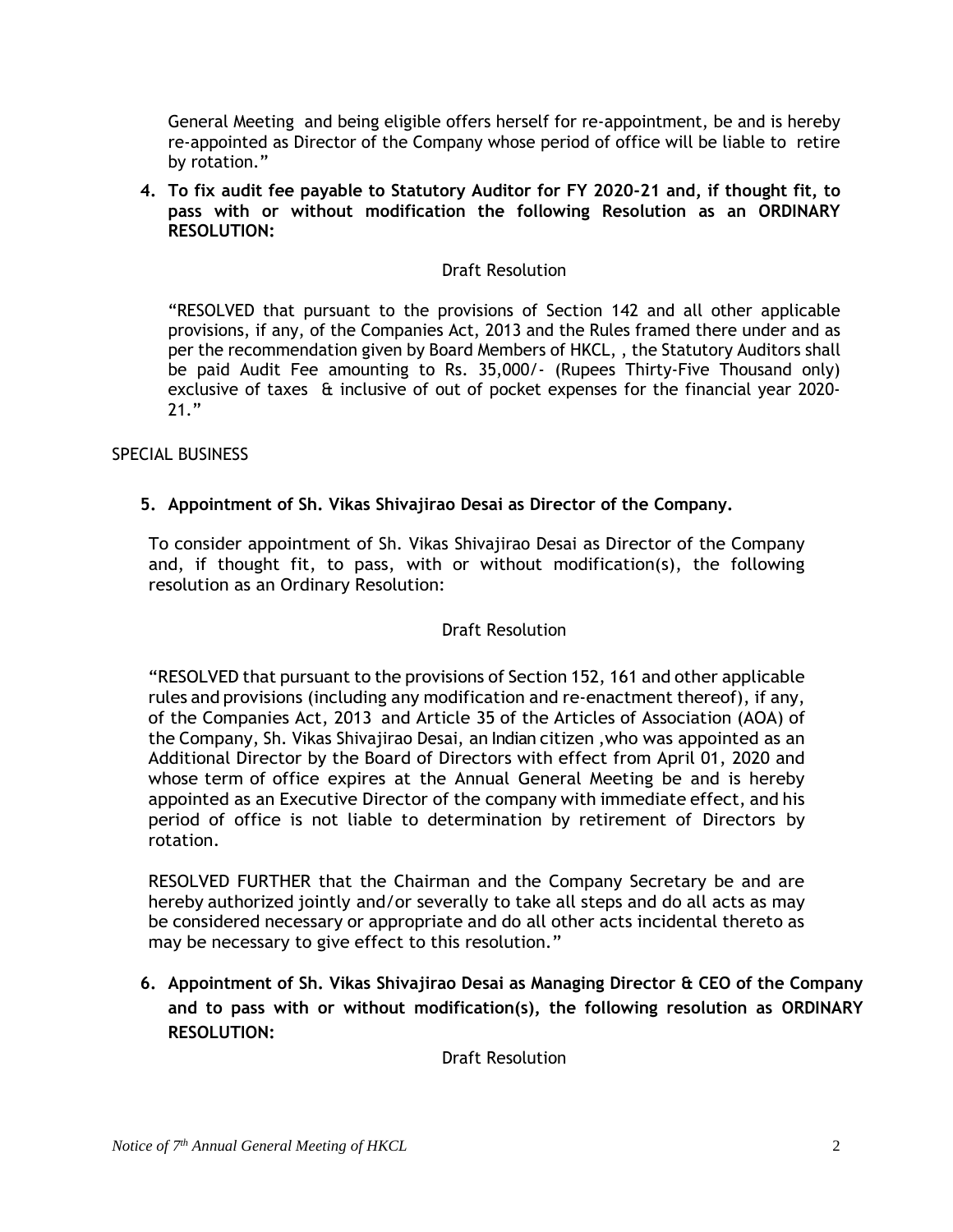General Meeting and being eligible offers herself for re-appointment, be and is hereby re-appointed as Director of the Company whose period of office will be liable to retire by rotation."

**4. To fix audit fee payable to Statutory Auditor for FY 2020-21 and, if thought fit, to pass with or without modification the following Resolution as an ORDINARY RESOLUTION:**

Draft Resolution

"RESOLVED that pursuant to the provisions of Section 142 and all other applicable provisions, if any, of the Companies Act, 2013 and the Rules framed there under and as per the recommendation given by Board Members of HKCL, , the Statutory Auditors shall be paid Audit Fee amounting to Rs. 35,000/- (Rupees Thirty-Five Thousand only) exclusive of taxes & inclusive of out of pocket expenses for the financial year 2020-21."

SPECIAL BUSINESS

**5. Appointment of Sh. Vikas Shivajirao Desai as Director of the Company.**

To consider appointment of Sh. Vikas Shivajirao Desai as Director of the Company and, if thought fit, to pass, with or without modification(s), the following resolution as an Ordinary Resolution:

Draft Resolution

"RESOLVED that pursuant to the provisions of Section 152, 161 and other applicable rules and provisions (including any modification and re-enactment thereof), if any, of the Companies Act, 2013 and Article 35 of the Articles of Association (AOA) of the Company, Sh. Vikas Shivajirao Desai, an Indian citizen ,who was appointed as an Additional Director by the Board of Directors with effect from April 01, 2020 and whose term of office expires at the Annual General Meeting be and is hereby appointed as an Executive Director of the company with immediate effect, and his period of office is not liable to determination by retirement of Directors by rotation.

RESOLVED FURTHER that the Chairman and the Company Secretary be and are hereby authorized jointly and/or severally to take all steps and do all acts as may be considered necessary or appropriate and do all other acts incidental thereto as may be necessary to give effect to this resolution."

**6. Appointment of Sh. Vikas Shivajirao Desai as Managing Director & CEO of the Company and to pass with or without modification(s), the following resolution as ORDINARY RESOLUTION:**

Draft Resolution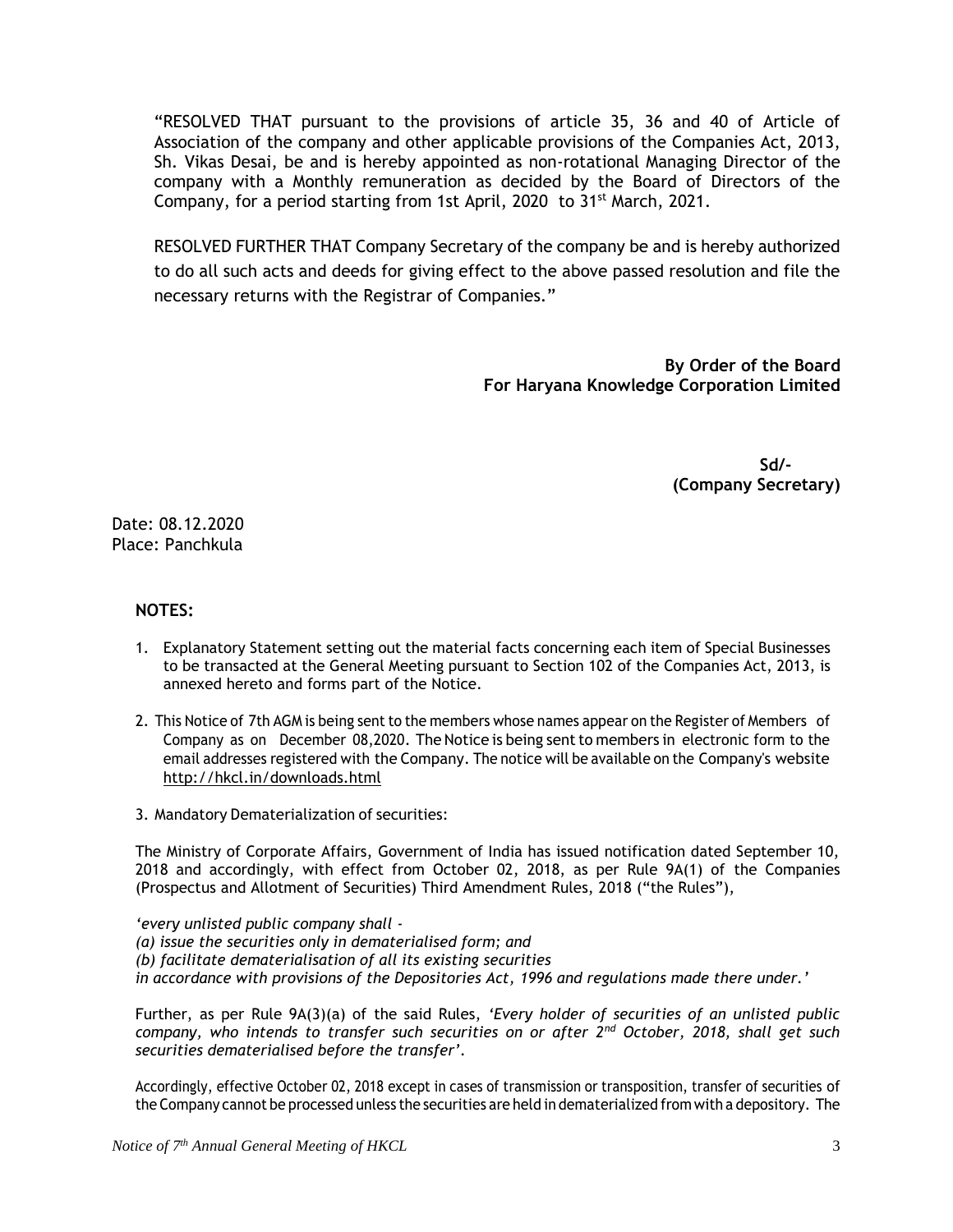"RESOLVED THAT pursuant to the provisions of article 35, 36 and 40 of Article of Association of the company and other applicable provisions of the Companies Act, 2013, Sh. Vikas Desai, be and is hereby appointed as non-rotational Managing Director of the company with a Monthly remuneration as decided by the Board of Directors of the Company, for a period starting from 1st April, 2020 to 31st March, 2021.

RESOLVED FURTHER THAT Company Secretary of the company be and is hereby authorized to do all such acts and deeds for giving effect to the above passed resolution and file the necessary returns with the Registrar of Companies."

**By Order of the Board**
**For Haryana Knowledge Corporation Limited**

**Sd/-**
**(Company Secretary)**

Date: 08.12.2020
Place: Panchkula

**NOTES:**

1. Explanatory Statement setting out the material facts concerning each item of Special Businesses to be transacted at the General Meeting pursuant to Section 102 of the Companies Act, 2013, is annexed hereto and forms part of the Notice.

2. This Notice of 7th AGM is being sent to the members whose names appear on the Register of Members of Company as on December 08,2020. The Notice is being sent to members in electronic form to the email addresses registered with the Company. The notice will be available on the Company's website http://hkcl.in/downloads.html

3. Mandatory Dematerialization of securities:

The Ministry of Corporate Affairs, Government of India has issued notification dated September 10, 2018 and accordingly, with effect from October 02, 2018, as per Rule 9A(1) of the Companies (Prospectus and Allotment of Securities) Third Amendment Rules, 2018 ("the Rules"),

*'every unlisted public company shall -*
*(a) issue the securities only in dematerialised form; and*
*(b) facilitate dematerialisation of all its existing securities*
*in accordance with provisions of the Depositories Act, 1996 and regulations made there under.'*

Further, as per Rule 9A(3)(a) of the said Rules, *'Every holder of securities of an unlisted public company, who intends to transfer such securities on or after 2nd October, 2018, shall get such securities dematerialised before the transfer'*.

Accordingly, effective October 02, 2018 except in cases of transmission or transposition, transfer of securities of the Company cannot be processed unless the securities are held in dematerialized from with a depository. The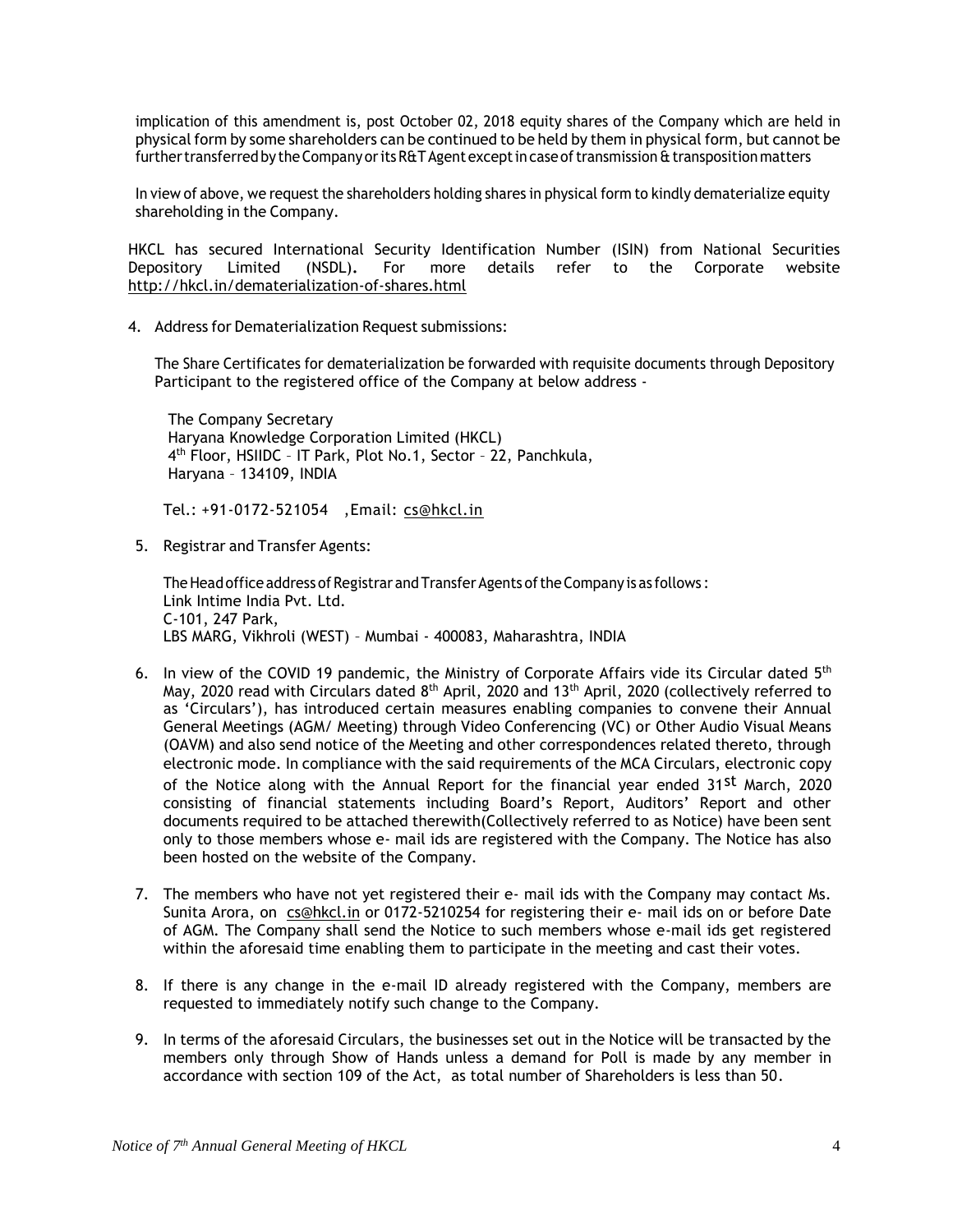implication of this amendment is, post October 02, 2018 equity shares of the Company which are held in physical form by some shareholders can be continued to be held by them in physical form, but cannot be further transferred by the Company or its R&T Agent except in case of transmission & transposition matters

In view of above, we request the shareholders holding shares in physical form to kindly dematerialize equity shareholding in the Company.

HKCL has secured International Security Identification Number (ISIN) from National Securities Depository Limited (NSDL). For more details refer to the Corporate website http://hkcl.in/dematerialization-of-shares.html

4. Address for Dematerialization Request submissions:

   The Share Certificates for dematerialization be forwarded with requisite documents through Depository Participant to the registered office of the Company at below address -

   The Company Secretary
   Haryana Knowledge Corporation Limited (HKCL)
   4th Floor, HSIIDC – IT Park, Plot No.1, Sector – 22, Panchkula,
   Haryana – 134109, INDIA

   Tel.: +91-0172-521054 ,Email: cs@hkcl.in

5. Registrar and Transfer Agents:

   The Head office address of Registrar and Transfer Agents of the Company is as follows :
   Link Intime India Pvt. Ltd.
   C-101, 247 Park,
   LBS MARG, Vikhroli (WEST) – Mumbai - 400083, Maharashtra, INDIA

6. In view of the COVID 19 pandemic, the Ministry of Corporate Affairs vide its Circular dated 5th May, 2020 read with Circulars dated 8th April, 2020 and 13th April, 2020 (collectively referred to as 'Circulars'), has introduced certain measures enabling companies to convene their Annual General Meetings (AGM/ Meeting) through Video Conferencing (VC) or Other Audio Visual Means (OAVM) and also send notice of the Meeting and other correspondences related thereto, through electronic mode. In compliance with the said requirements of the MCA Circulars, electronic copy of the Notice along with the Annual Report for the financial year ended 31st March, 2020 consisting of financial statements including Board's Report, Auditors' Report and other documents required to be attached therewith(Collectively referred to as Notice) have been sent only to those members whose e- mail ids are registered with the Company. The Notice has also been hosted on the website of the Company.

7. The members who have not yet registered their e- mail ids with the Company may contact Ms. Sunita Arora, on cs@hkcl.in or 0172-5210254 for registering their e- mail ids on or before Date of AGM. The Company shall send the Notice to such members whose e-mail ids get registered within the aforesaid time enabling them to participate in the meeting and cast their votes.

8. If there is any change in the e-mail ID already registered with the Company, members are requested to immediately notify such change to the Company.

9. In terms of the aforesaid Circulars, the businesses set out in the Notice will be transacted by the members only through Show of Hands unless a demand for Poll is made by any member in accordance with section 109 of the Act, as total number of Shareholders is less than 50.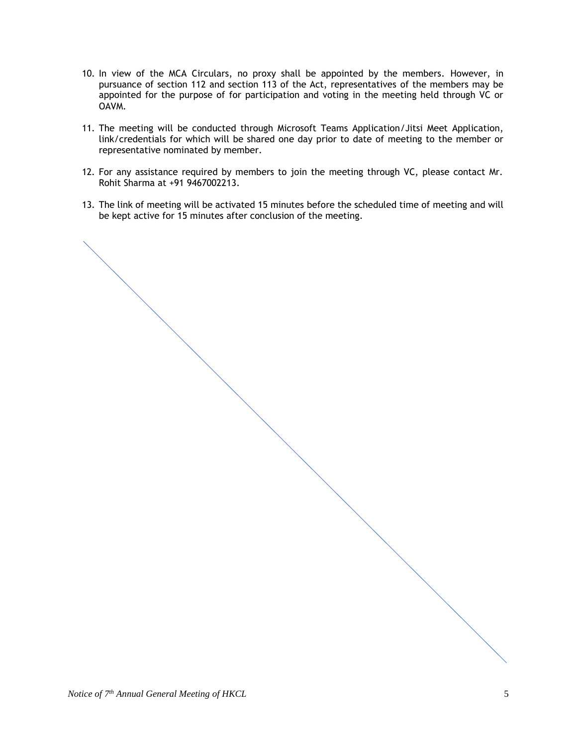10. In view of the MCA Circulars, no proxy shall be appointed by the members. However, in pursuance of section 112 and section 113 of the Act, representatives of the members may be appointed for the purpose of for participation and voting in the meeting held through VC or OAVM.

11. The meeting will be conducted through Microsoft Teams Application/Jitsi Meet Application, link/credentials for which will be shared one day prior to date of meeting to the member or representative nominated by member.

12. For any assistance required by members to join the meeting through VC, please contact Mr. Rohit Sharma at +91 9467002213.

13. The link of meeting will be activated 15 minutes before the scheduled time of meeting and will be kept active for 15 minutes after conclusion of the meeting.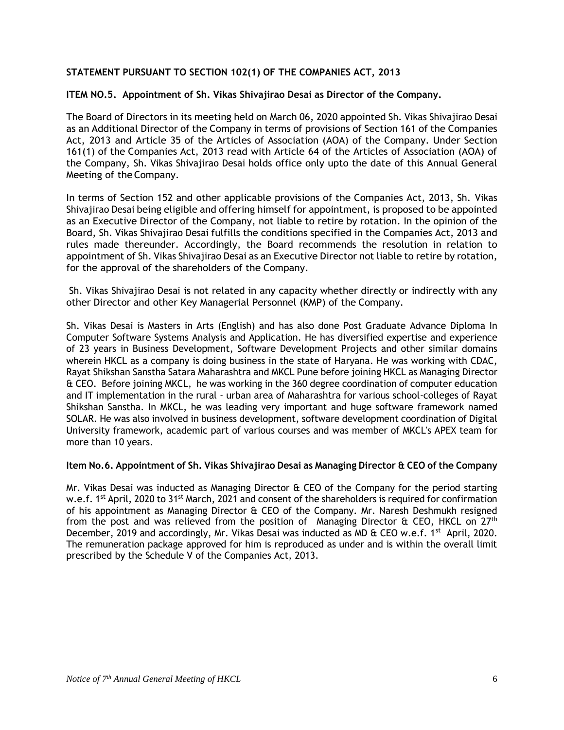**STATEMENT PURSUANT TO SECTION 102(1) OF THE COMPANIES ACT, 2013**

**ITEM NO.5. Appointment of Sh. Vikas Shivajirao Desai as Director of the Company.**

The Board of Directors in its meeting held on March 06, 2020 appointed Sh. Vikas Shivajirao Desai as an Additional Director of the Company in terms of provisions of Section 161 of the Companies Act, 2013 and Article 35 of the Articles of Association (AOA) of the Company. Under Section 161(1) of the Companies Act, 2013 read with Article 64 of the Articles of Association (AOA) of the Company, Sh. Vikas Shivajirao Desai holds office only upto the date of this Annual General Meeting of the Company.

In terms of Section 152 and other applicable provisions of the Companies Act, 2013, Sh. Vikas Shivajirao Desai being eligible and offering himself for appointment, is proposed to be appointed as an Executive Director of the Company, not liable to retire by rotation. In the opinion of the Board, Sh. Vikas Shivajirao Desai fulfills the conditions specified in the Companies Act, 2013 and rules made thereunder. Accordingly, the Board recommends the resolution in relation to appointment of Sh. Vikas Shivajirao Desai as an Executive Director not liable to retire by rotation, for the approval of the shareholders of the Company.

Sh. Vikas Shivajirao Desai is not related in any capacity whether directly or indirectly with any other Director and other Key Managerial Personnel (KMP) of the Company.

Sh. Vikas Desai is Masters in Arts (English) and has also done Post Graduate Advance Diploma In Computer Software Systems Analysis and Application. He has diversified expertise and experience of 23 years in Business Development, Software Development Projects and other similar domains wherein HKCL as a company is doing business in the state of Haryana. He was working with CDAC, Rayat Shikshan Sanstha Satara Maharashtra and MKCL Pune before joining HKCL as Managing Director & CEO. Before joining MKCL, he was working in the 360 degree coordination of computer education and IT implementation in the rural - urban area of Maharashtra for various school-colleges of Rayat Shikshan Sanstha. In MKCL, he was leading very important and huge software framework named SOLAR. He was also involved in business development, software development coordination of Digital University framework, academic part of various courses and was member of MKCL's APEX team for more than 10 years.

**Item No.6. Appointment of Sh. Vikas Shivajirao Desai as Managing Director & CEO of the Company**

Mr. Vikas Desai was inducted as Managing Director & CEO of the Company for the period starting w.e.f. 1st April, 2020 to 31st March, 2021 and consent of the shareholders is required for confirmation of his appointment as Managing Director & CEO of the Company. Mr. Naresh Deshmukh resigned from the post and was relieved from the position of Managing Director & CEO, HKCL on 27th December, 2019 and accordingly, Mr. Vikas Desai was inducted as MD & CEO w.e.f. 1st April, 2020. The remuneration package approved for him is reproduced as under and is within the overall limit prescribed by the Schedule V of the Companies Act, 2013.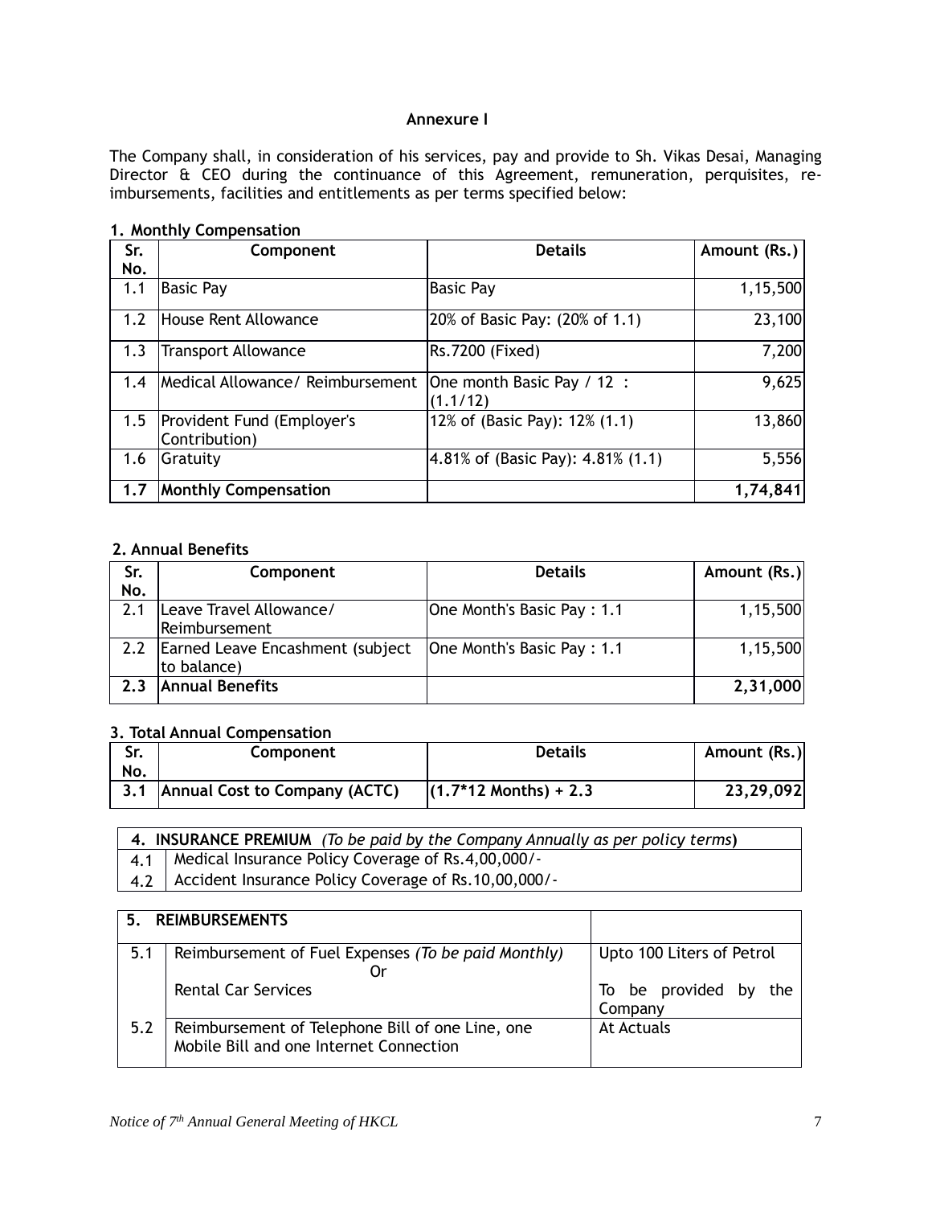## Annexure I

The Company shall, in consideration of his services, pay and provide to Sh. Vikas Desai, Managing Director & CEO during the continuance of this Agreement, remuneration, perquisites, re-imbursements, facilities and entitlements as per terms specified below:

### 1. Monthly Compensation

| Sr. No. | Component | Details | Amount (Rs.) |
|---|---|---|---|
| 1.1 | Basic Pay | Basic Pay | 1,15,500 |
| 1.2 | House Rent Allowance | 20% of Basic Pay: (20% of 1.1) | 23,100 |
| 1.3 | Transport Allowance | Rs.7200 (Fixed) | 7,200 |
| 1.4 | Medical Allowance/ Reimbursement | One month Basic Pay / 12 : (1.1/12) | 9,625 |
| 1.5 | Provident Fund (Employer's Contribution) | 12% of (Basic Pay): 12% (1.1) | 13,860 |
| 1.6 | Gratuity | 4.81% of (Basic Pay): 4.81% (1.1) | 5,556 |
| **1.7** | **Monthly Compensation** | | **1,74,841** |

### 2. Annual Benefits

| Sr. No. | Component | Details | Amount (Rs.) |
|---|---|---|---|
| 2.1 | Leave Travel Allowance/ Reimbursement | One Month's Basic Pay : 1.1 | 1,15,500 |
| 2.2 | Earned Leave Encashment (subject to balance) | One Month's Basic Pay : 1.1 | 1,15,500 |
| **2.3** | **Annual Benefits** | | **2,31,000** |

### 3. Total Annual Compensation

| Sr. No. | Component | Details | Amount (Rs.) |
|---|---|---|---|
| **3.1** | **Annual Cost to Company (ACTC)** | **(1.7*12 Months) + 2.3** | **23,29,092** |

| **4. INSURANCE PREMIUM** *(To be paid by the Company Annually as per policy terms)* | |
|---|---|
| 4.1 | Medical Insurance Policy Coverage of Rs.4,00,000/- |
| 4.2 | Accident Insurance Policy Coverage of Rs.10,00,000/- |

| **5. REIMBURSEMENTS** | | |
|---|---|---|
| 5.1 | Reimbursement of Fuel Expenses *(To be paid Monthly)* Or | Upto 100 Liters of Petrol |
| | Rental Car Services | To be provided by the Company |
| 5.2 | Reimbursement of Telephone Bill of one Line, one Mobile Bill and one Internet Connection | At Actuals |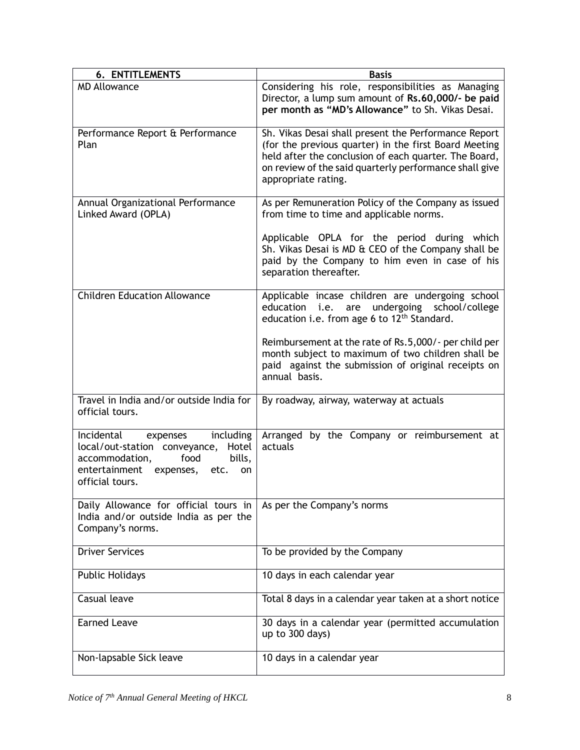| 6. ENTITLEMENTS | Basis |
|---|---|
| MD Allowance | Considering his role, responsibilities as Managing Director, a lump sum amount of **Rs.60,000/- be paid per month as "MD's Allowance"** to Sh. Vikas Desai. |
| Performance Report & Performance Plan | Sh. Vikas Desai shall present the Performance Report (for the previous quarter) in the first Board Meeting held after the conclusion of each quarter. The Board, on review of the said quarterly performance shall give appropriate rating. |
| Annual Organizational Performance Linked Award (OPLA) | As per Remuneration Policy of the Company as issued from time to time and applicable norms.<br><br>Applicable OPLA for the period during which Sh. Vikas Desai is MD & CEO of the Company shall be paid by the Company to him even in case of his separation thereafter. |
| Children Education Allowance | Applicable incase children are undergoing school education i.e. are undergoing school/college education i.e. from age 6 to 12th Standard.<br><br>Reimbursement at the rate of Rs.5,000/- per child per month subject to maximum of two children shall be paid against the submission of original receipts on annual basis. |
| Travel in India and/or outside India for official tours. | By roadway, airway, waterway at actuals |
| Incidental expenses including local/out-station conveyance, Hotel accommodation, food bills, entertainment expenses, etc. on official tours. | Arranged by the Company or reimbursement at actuals |
| Daily Allowance for official tours in India and/or outside India as per the Company's norms. | As per the Company's norms |
| Driver Services | To be provided by the Company |
| Public Holidays | 10 days in each calendar year |
| Casual leave | Total 8 days in a calendar year taken at a short notice |
| Earned Leave | 30 days in a calendar year (permitted accumulation up to 300 days) |
| Non-lapsable Sick leave | 10 days in a calendar year |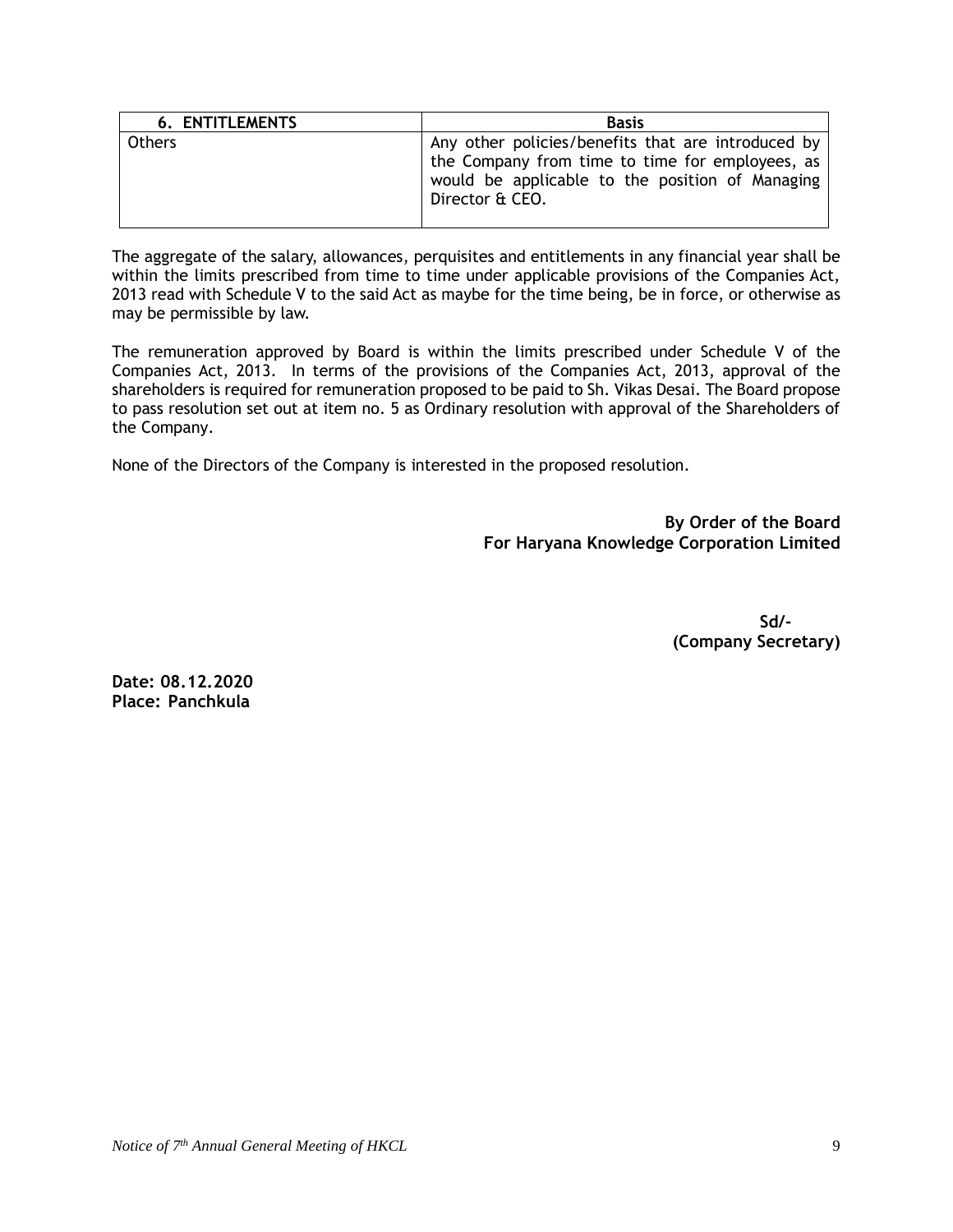| 6. ENTITLEMENTS | Basis |
|---|---|
| Others | Any other policies/benefits that are introduced by the Company from time to time for employees, as would be applicable to the position of Managing Director & CEO. |

The aggregate of the salary, allowances, perquisites and entitlements in any financial year shall be within the limits prescribed from time to time under applicable provisions of the Companies Act, 2013 read with Schedule V to the said Act as maybe for the time being, be in force, or otherwise as may be permissible by law.

The remuneration approved by Board is within the limits prescribed under Schedule V of the Companies Act, 2013. In terms of the provisions of the Companies Act, 2013, approval of the shareholders is required for remuneration proposed to be paid to Sh. Vikas Desai. The Board propose to pass resolution set out at item no. 5 as Ordinary resolution with approval of the Shareholders of the Company.

None of the Directors of the Company is interested in the proposed resolution.

**By Order of the Board**
**For Haryana Knowledge Corporation Limited**

**Sd/-**
**(Company Secretary)**

**Date: 08.12.2020**
**Place: Panchkula**